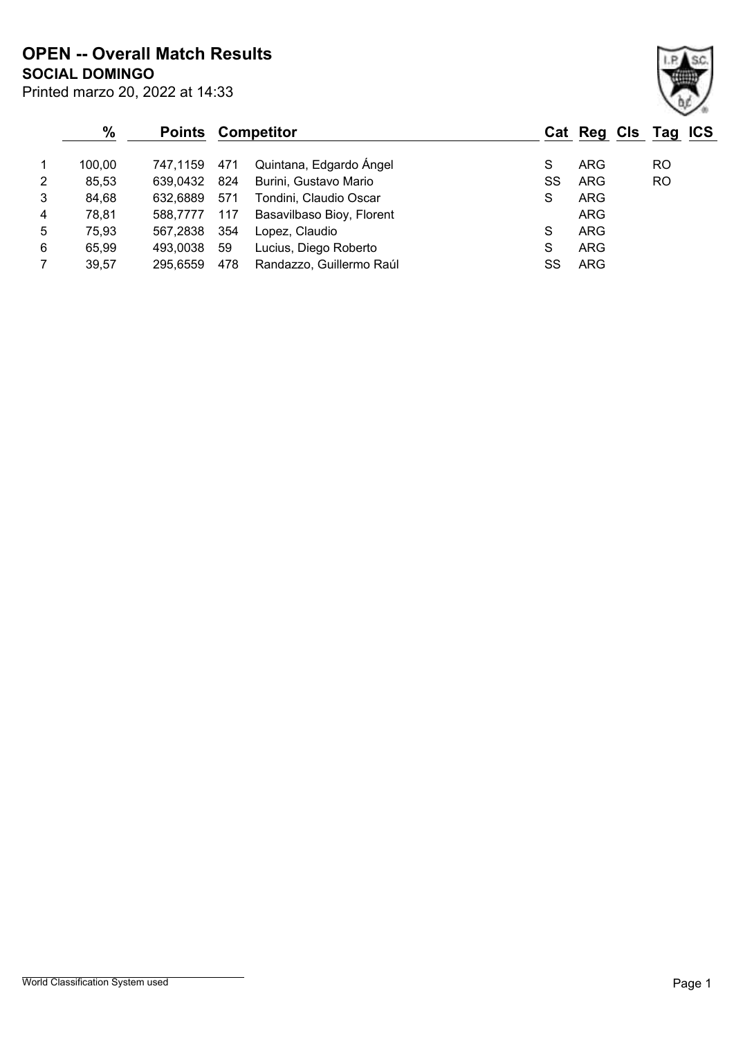# OPEN -- Overall Match Results

## SOCIAL DOMINGO

Printed marzo 20, 2022 at 14:33

| | % | Points | Competitor | | Cat | Reg | Cls | Tag | ICS |
|---|---|---|---|---|---|---|---|---|---|
| 1 | 100,00 | 747,1159 | 471 | Quintana, Edgardo Ángel | S | ARG | | RO | |
| 2 | 85,53 | 639,0432 | 824 | Burini, Gustavo Mario | SS | ARG | | RO | |
| 3 | 84,68 | 632,6889 | 571 | Tondini, Claudio Oscar | S | ARG | | | |
| 4 | 78,81 | 588,7777 | 117 | Basavilbaso Bioy, Florent | | ARG | | | |
| 5 | 75,93 | 567,2838 | 354 | Lopez, Claudio | S | ARG | | | |
| 6 | 65,99 | 493,0038 | 59 | Lucius, Diego Roberto | S | ARG | | | |
| 7 | 39,57 | 295,6559 | 478 | Randazzo, Guillermo Raúl | SS | ARG | | | |

World Classification System used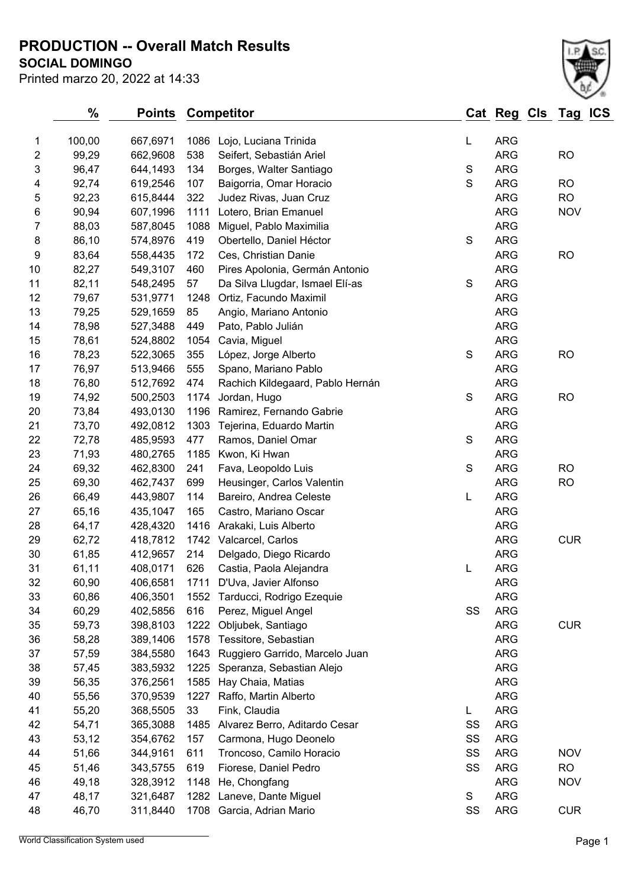# PRODUCTION -- Overall Match Results

## SOCIAL DOMINGO

Printed marzo 20, 2022 at 14:33

| | % | Points | | Competitor | Cat | Reg | Cls | Tag | ICS |
|---|---|---|---|---|---|---|---|---|---|
| 1 | 100,00 | 667,6971 | 1086 | Lojo, Luciana Trinida | L | ARG | | | |
| 2 | 99,29 | 662,9608 | 538 | Seifert, Sebastián Ariel | | ARG | | RO | |
| 3 | 96,47 | 644,1493 | 134 | Borges, Walter Santiago | S | ARG | | | |
| 4 | 92,74 | 619,2546 | 107 | Baigorria, Omar Horacio | S | ARG | | RO | |
| 5 | 92,23 | 615,8444 | 322 | Judez Rivas, Juan Cruz | | ARG | | RO | |
| 6 | 90,94 | 607,1996 | 1111 | Lotero, Brian Emanuel | | ARG | | NOV | |
| 7 | 88,03 | 587,8045 | 1088 | Miguel, Pablo Maximilia | | ARG | | | |
| 8 | 86,10 | 574,8976 | 419 | Obertello, Daniel Héctor | S | ARG | | | |
| 9 | 83,64 | 558,4435 | 172 | Ces, Christian Danie | | ARG | | RO | |
| 10 | 82,27 | 549,3107 | 460 | Pires Apolonia, Germán Antonio | | ARG | | | |
| 11 | 82,11 | 548,2495 | 57 | Da Silva Llugdar, Ismael Elí-as | S | ARG | | | |
| 12 | 79,67 | 531,9771 | 1248 | Ortiz, Facundo Maximil | | ARG | | | |
| 13 | 79,25 | 529,1659 | 85 | Angio, Mariano Antonio | | ARG | | | |
| 14 | 78,98 | 527,3488 | 449 | Pato, Pablo Julián | | ARG | | | |
| 15 | 78,61 | 524,8802 | 1054 | Cavia, Miguel | | ARG | | | |
| 16 | 78,23 | 522,3065 | 355 | López, Jorge Alberto | S | ARG | | RO | |
| 17 | 76,97 | 513,9466 | 555 | Spano, Mariano Pablo | | ARG | | | |
| 18 | 76,80 | 512,7692 | 474 | Rachich Kildegaard, Pablo Hernán | | ARG | | | |
| 19 | 74,92 | 500,2503 | 1174 | Jordan, Hugo | S | ARG | | RO | |
| 20 | 73,84 | 493,0130 | 1196 | Ramirez, Fernando Gabrie | | ARG | | | |
| 21 | 73,70 | 492,0812 | 1303 | Tejerina, Eduardo Martin | | ARG | | | |
| 22 | 72,78 | 485,9593 | 477 | Ramos, Daniel Omar | S | ARG | | | |
| 23 | 71,93 | 480,2765 | 1185 | Kwon, Ki Hwan | | ARG | | | |
| 24 | 69,32 | 462,8300 | 241 | Fava, Leopoldo Luis | S | ARG | | RO | |
| 25 | 69,30 | 462,7437 | 699 | Heusinger, Carlos Valentin | | ARG | | RO | |
| 26 | 66,49 | 443,9807 | 114 | Bareiro, Andrea Celeste | L | ARG | | | |
| 27 | 65,16 | 435,1047 | 165 | Castro, Mariano Oscar | | ARG | | | |
| 28 | 64,17 | 428,4320 | 1416 | Arakaki, Luis Alberto | | ARG | | | |
| 29 | 62,72 | 418,7812 | 1742 | Valcarcel, Carlos | | ARG | | CUR | |
| 30 | 61,85 | 412,9657 | 214 | Delgado, Diego Ricardo | | ARG | | | |
| 31 | 61,11 | 408,0171 | 626 | Castia, Paola Alejandra | L | ARG | | | |
| 32 | 60,90 | 406,6581 | 1711 | D'Uva, Javier Alfonso | | ARG | | | |
| 33 | 60,86 | 406,3501 | 1552 | Tarducci, Rodrigo Ezequie | | ARG | | | |
| 34 | 60,29 | 402,5856 | 616 | Perez, Miguel Angel | SS | ARG | | | |
| 35 | 59,73 | 398,8103 | 1222 | Obljubek, Santiago | | ARG | | CUR | |
| 36 | 58,28 | 389,1406 | 1578 | Tessitore, Sebastian | | ARG | | | |
| 37 | 57,59 | 384,5580 | 1643 | Ruggiero Garrido, Marcelo Juan | | ARG | | | |
| 38 | 57,45 | 383,5932 | 1225 | Speranza, Sebastian Alejo | | ARG | | | |
| 39 | 56,35 | 376,2561 | 1585 | Hay Chaia, Matias | | ARG | | | |
| 40 | 55,56 | 370,9539 | 1227 | Raffo, Martin Alberto | | ARG | | | |
| 41 | 55,20 | 368,5505 | 33 | Fink, Claudia | L | ARG | | | |
| 42 | 54,71 | 365,3088 | 1485 | Alvarez Berro, Aditardo Cesar | SS | ARG | | | |
| 43 | 53,12 | 354,6762 | 157 | Carmona, Hugo Deonelo | SS | ARG | | | |
| 44 | 51,66 | 344,9161 | 611 | Troncoso, Camilo Horacio | SS | ARG | | NOV | |
| 45 | 51,46 | 343,5755 | 619 | Fiorese, Daniel Pedro | SS | ARG | | RO | |
| 46 | 49,18 | 328,3912 | 1148 | He, Chongfang | | ARG | | NOV | |
| 47 | 48,17 | 321,6487 | 1282 | Laneve, Dante Miguel | S | ARG | | | |
| 48 | 46,70 | 311,8440 | 1708 | Garcia, Adrian Mario | SS | ARG | | CUR | |

World Classification System used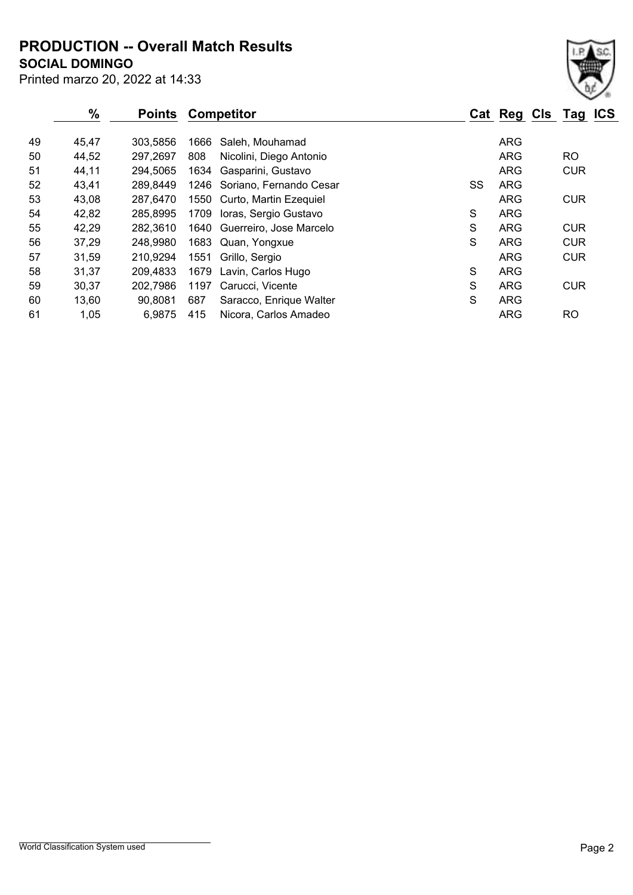# PRODUCTION -- Overall Match Results

**SOCIAL DOMINGO**

Printed marzo 20, 2022 at 14:33

| | % | Points | Competitor | | Cat | Reg | Cls | Tag | ICS |
|---|---|---|---|---|---|---|---|---|---|
| 49 | 45,47 | 303,5856 | 1666 | Saleh, Mouhamad | | ARG | | | |
| 50 | 44,52 | 297,2697 | 808 | Nicolini, Diego Antonio | | ARG | | RO | |
| 51 | 44,11 | 294,5065 | 1634 | Gasparini, Gustavo | | ARG | | CUR | |
| 52 | 43,41 | 289,8449 | 1246 | Soriano, Fernando Cesar | SS | ARG | | | |
| 53 | 43,08 | 287,6470 | 1550 | Curto, Martin Ezequiel | | ARG | | CUR | |
| 54 | 42,82 | 285,8995 | 1709 | Ioras, Sergio Gustavo | S | ARG | | | |
| 55 | 42,29 | 282,3610 | 1640 | Guerreiro, Jose Marcelo | S | ARG | | CUR | |
| 56 | 37,29 | 248,9980 | 1683 | Quan, Yongxue | S | ARG | | CUR | |
| 57 | 31,59 | 210,9294 | 1551 | Grillo, Sergio | | ARG | | CUR | |
| 58 | 31,37 | 209,4833 | 1679 | Lavin, Carlos Hugo | S | ARG | | | |
| 59 | 30,37 | 202,7986 | 1197 | Carucci, Vicente | S | ARG | | CUR | |
| 60 | 13,60 | 90,8081 | 687 | Saracco, Enrique Walter | S | ARG | | | |
| 61 | 1,05 | 6,9875 | 415 | Nicora, Carlos Amadeo | | ARG | | RO | |

World Classification System used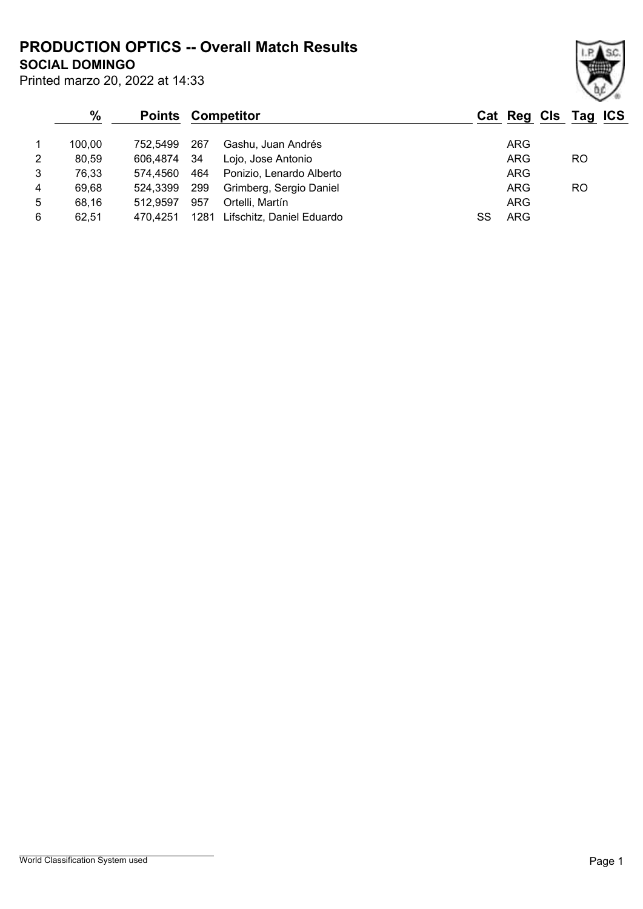# PRODUCTION OPTICS -- Overall Match Results

## SOCIAL DOMINGO

Printed marzo 20, 2022 at 14:33

| | % | Points | Competitor | | Cat | Reg | Cls | Tag | ICS |
|---|---|---|---|---|---|---|---|---|---|
| 1 | 100,00 | 752,5499 | 267 | Gashu, Juan Andrés | | ARG | | | |
| 2 | 80,59 | 606,4874 | 34 | Lojo, Jose Antonio | | ARG | | RO | |
| 3 | 76,33 | 574,4560 | 464 | Ponizio, Lenardo Alberto | | ARG | | | |
| 4 | 69,68 | 524,3399 | 299 | Grimberg, Sergio Daniel | | ARG | | RO | |
| 5 | 68,16 | 512,9597 | 957 | Ortelli, Martín | | ARG | | | |
| 6 | 62,51 | 470,4251 | 1281 | Lifschitz, Daniel Eduardo | SS | ARG | | | |

World Classification System used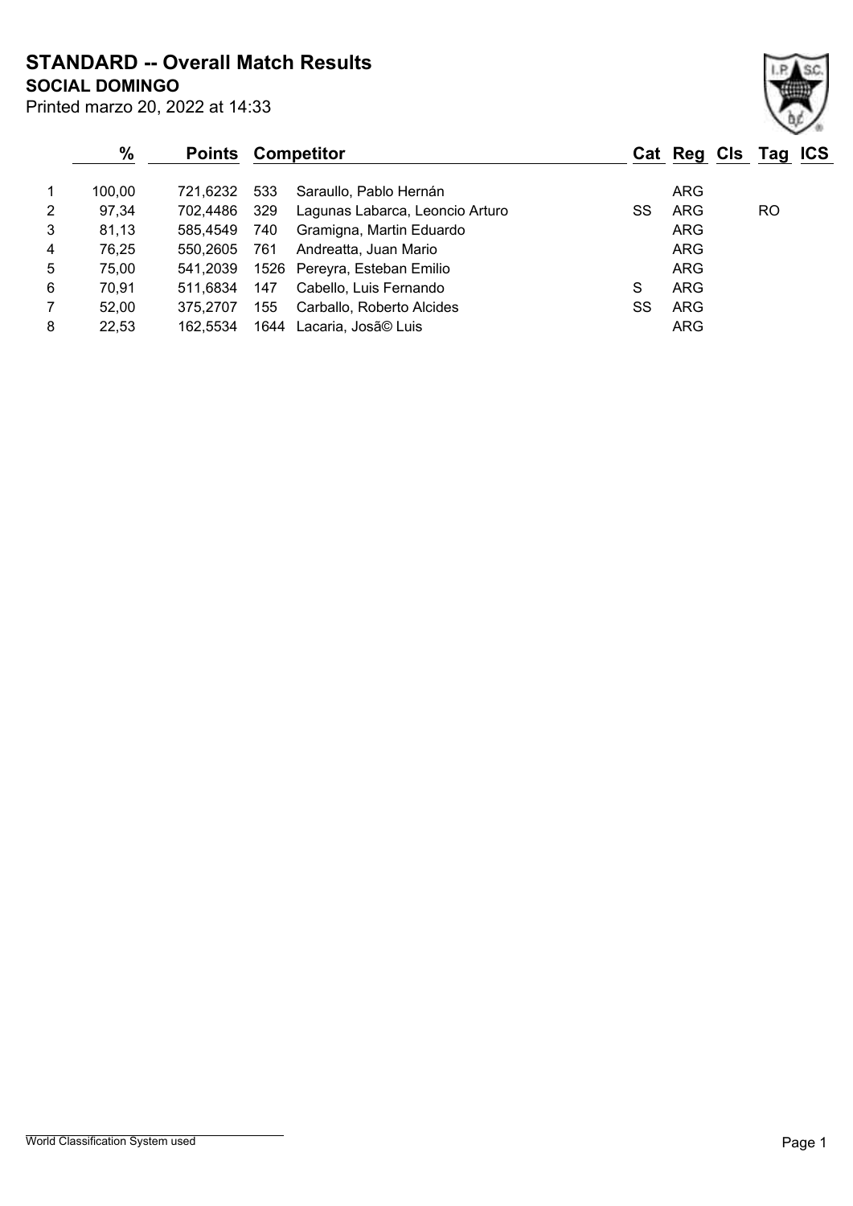# STANDARD -- Overall Match Results

**SOCIAL DOMINGO**

Printed marzo 20, 2022 at 14:33

| | % | Points | Competitor | | Cat | Reg | Cls | Tag | ICS |
|---|---|---|---|---|---|---|---|---|---|
| 1 | 100,00 | 721,6232 | 533 | Saraullo, Pablo Hernán | | ARG | | | |
| 2 | 97,34 | 702,4486 | 329 | Lagunas Labarca, Leoncio Arturo | SS | ARG | | RO | |
| 3 | 81,13 | 585,4549 | 740 | Gramigna, Martin Eduardo | | ARG | | | |
| 4 | 76,25 | 550,2605 | 761 | Andreatta, Juan Mario | | ARG | | | |
| 5 | 75,00 | 541,2039 | 1526 | Pereyra, Esteban Emilio | | ARG | | | |
| 6 | 70,91 | 511,6834 | 147 | Cabello, Luis Fernando | S | ARG | | | |
| 7 | 52,00 | 375,2707 | 155 | Carballo, Roberto Alcides | SS | ARG | | | |
| 8 | 22,53 | 162,5534 | 1644 | Lacaria, Josã© Luis | | ARG | | | |

World Classification System used